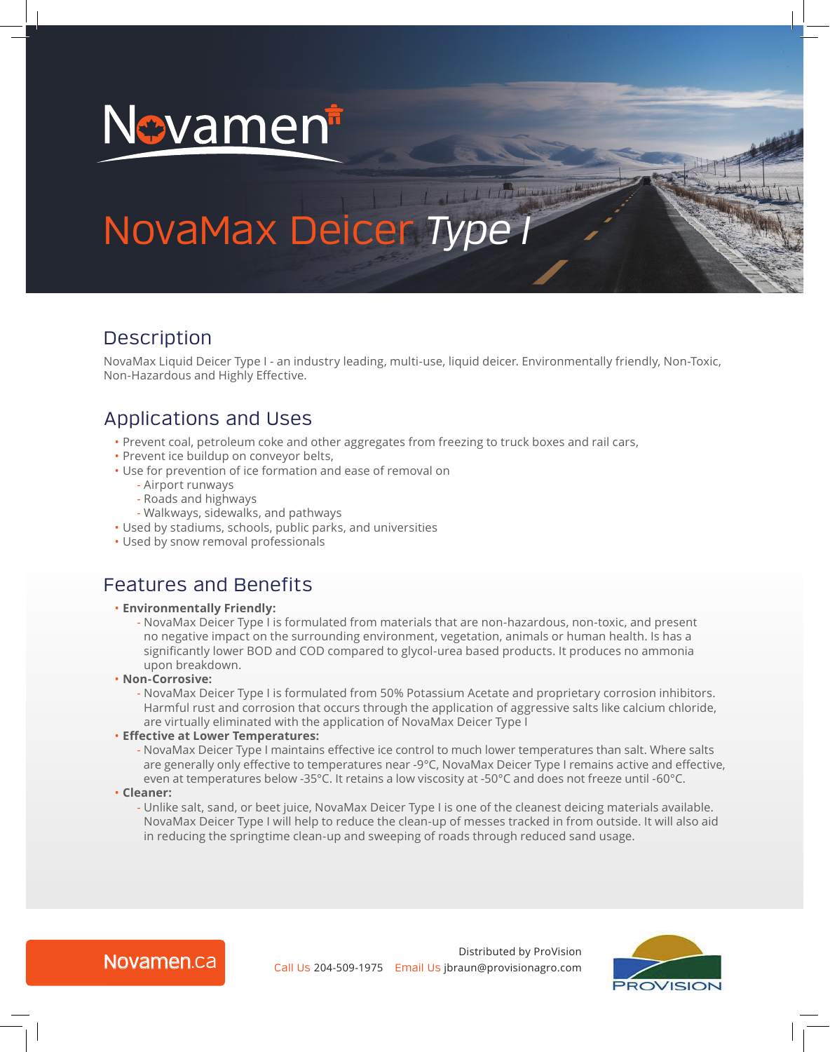# Novamen

## NovaMax Deicer *Type I*

## Description

NovaMax Liquid Deicer Type I - an industry leading, multi-use, liquid deicer. Environmentally friendly, Non-Toxic, Non-Hazardous and Highly Effective.

## Applications and Uses

- Prevent coal, petroleum coke and other aggregates from freezing to truck boxes and rail cars,
- Prevent ice buildup on conveyor belts,
- Use for prevention of ice formation and ease of removal on
  - Airport runways
  - Roads and highways
  - Walkways, sidewalks, and pathways
- Used by stadiums, schools, public parks, and universities
- Used by snow removal professionals

## Features and Benefits

- **Environmentally Friendly:**
  - NovaMax Deicer Type I is formulated from materials that are non-hazardous, non-toxic, and present no negative impact on the surrounding environment, vegetation, animals or human health. Is has a significantly lower BOD and COD compared to glycol-urea based products. It produces no ammonia upon breakdown.
- **Non-Corrosive:**
  - NovaMax Deicer Type I is formulated from 50% Potassium Acetate and proprietary corrosion inhibitors. Harmful rust and corrosion that occurs through the application of aggressive salts like calcium chloride, are virtually eliminated with the application of NovaMax Deicer Type I
- **Effective at Lower Temperatures:**
  - NovaMax Deicer Type I maintains effective ice control to much lower temperatures than salt. Where salts are generally only effective to temperatures near -9°C, NovaMax Deicer Type I remains active and effective, even at temperatures below -35°C. It retains a low viscosity at -50°C and does not freeze until -60°C.
- **Cleaner:**
  - Unlike salt, sand, or beet juice, NovaMax Deicer Type I is one of the cleanest deicing materials available. NovaMax Deicer Type I will help to reduce the clean-up of messes tracked in from outside. It will also aid in reducing the springtime clean-up and sweeping of roads through reduced sand usage.

Novamen.ca

Distributed by ProVision

Call Us 204-509-1975 Email Us jbraun@provisionagro.com

PROVISION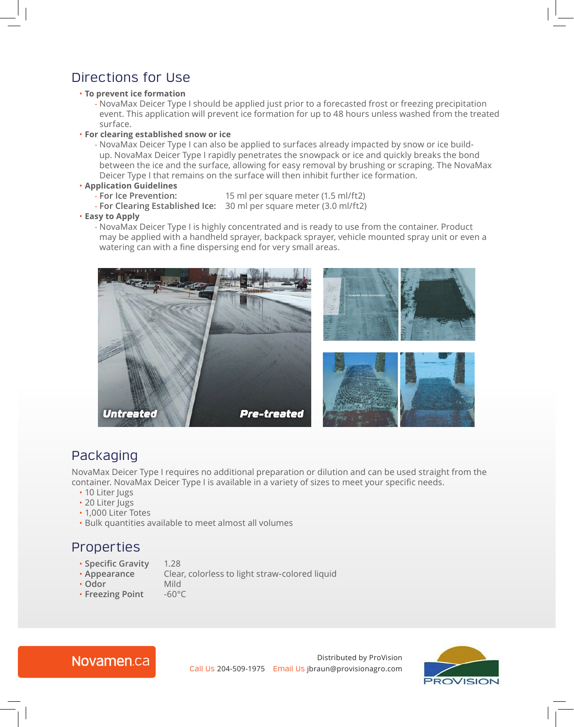## Directions for Use

- **To prevent ice formation**
  - NovaMax Deicer Type I should be applied just prior to a forecasted frost or freezing precipitation event. This application will prevent ice formation for up to 48 hours unless washed from the treated surface.
- **For clearing established snow or ice**
  - NovaMax Deicer Type I can also be applied to surfaces already impacted by snow or ice build-up. NovaMax Deicer Type I rapidly penetrates the snowpack or ice and quickly breaks the bond between the ice and the surface, allowing for easy removal by brushing or scraping. The NovaMax Deicer Type I that remains on the surface will then inhibit further ice formation.
- **Application Guidelines**
  - **For Ice Prevention:** 15 ml per square meter (1.5 ml/ft2)
  - **For Clearing Established Ice:** 30 ml per square meter (3.0 ml/ft2)
- **Easy to Apply**
  - NovaMax Deicer Type I is highly concentrated and is ready to use from the container. Product may be applied with a handheld sprayer, backpack sprayer, vehicle mounted spray unit or even a watering can with a fine dispersing end for very small areas.

Untreated

Pre-treated

Increased snow accumulation

## Packaging

NovaMax Deicer Type I requires no additional preparation or dilution and can be used straight from the container. NovaMax Deicer Type I is available in a variety of sizes to meet your specific needs.

- 10 Liter Jugs
- 20 Liter Jugs
- 1,000 Liter Totes
- Bulk quantities available to meet almost all volumes

## Properties

- **Specific Gravity** 1.28
- **Appearance** Clear, colorless to light straw-colored liquid
- **Odor** Mild
- **Freezing Point** -60°C

Novamen.ca

Distributed by ProVision

Call Us 204-509-1975 Email Us jbraun@provisionagro.com

PROVISION